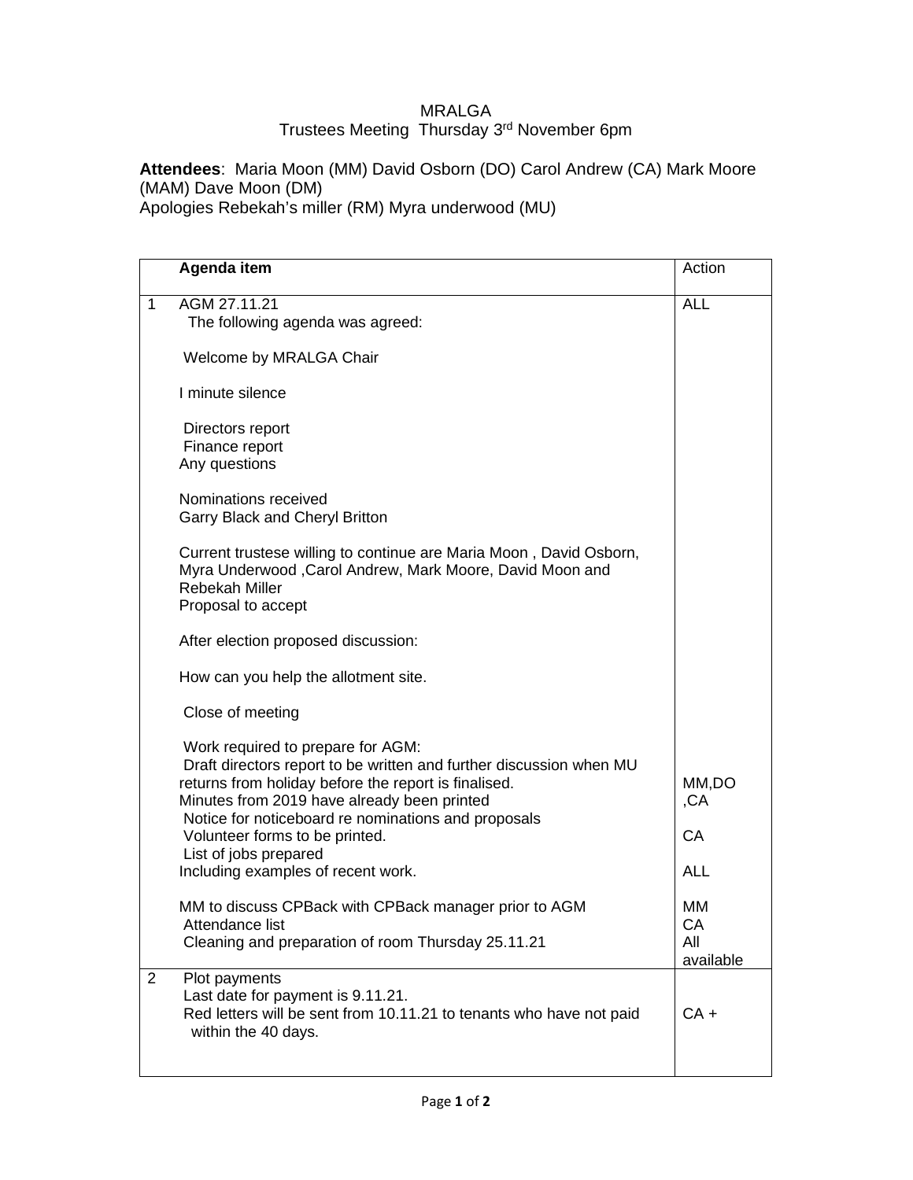MRALGA
Trustees Meeting Thursday 3rd November 6pm

**Attendees**: Maria Moon (MM) David Osborn (DO) Carol Andrew (CA) Mark Moore (MAM) Dave Moon (DM)
Apologies Rebekah's miller (RM) Myra underwood (MU)

| | **Agenda item** | Action |
|---|---|---|
| 1 | AGM 27.11.21<br>The following agenda was agreed:<br><br>Welcome by MRALGA Chair<br><br>I minute silence<br><br>Directors report<br>Finance report<br>Any questions<br><br>Nominations received<br>Garry Black and Cheryl Britton<br><br>Current trustese willing to continue are Maria Moon , David Osborn, Myra Underwood ,Carol Andrew, Mark Moore, David Moon and Rebekah Miller<br>Proposal to accept<br><br>After election proposed discussion:<br><br>How can you help the allotment site.<br><br>Close of meeting | ALL |
| | Work required to prepare for AGM:<br>Draft directors report to be written and further discussion when MU returns from holiday before the report is finalised.<br>Minutes from 2019 have already been printed | MM,DO ,CA |
| | Notice for noticeboard re nominations and proposals<br>Volunteer forms to be printed. | CA |
| | List of jobs prepared<br>Including examples of recent work. | ALL |
| | MM to discuss CPBack with CPBack manager prior to AGM | MM |
| | Attendance list | CA |
| | Cleaning and preparation of room Thursday 25.11.21 | All available |
| 2 | Plot payments<br>Last date for payment is 9.11.21.<br>Red letters will be sent from 10.11.21 to tenants who have not paid within the 40 days. | CA + |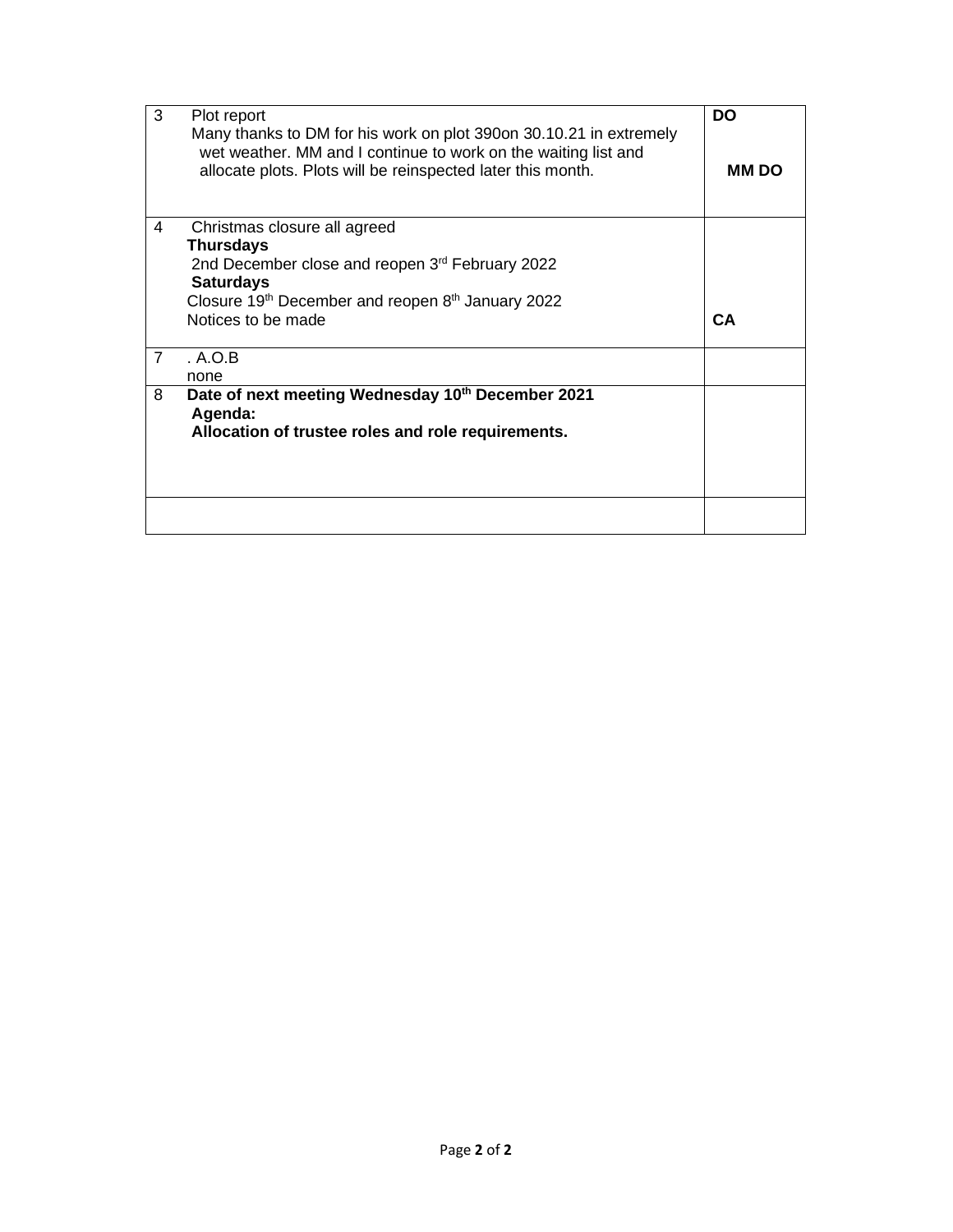| | | |
|---|---|---|
| 3 | Plot report<br>Many thanks to DM for his work on plot 390on 30.10.21 in extremely wet weather. MM and I continue to work on the waiting list and allocate plots. Plots will be reinspected later this month. | **DO**<br><br>**MM DO** |
| 4 | Christmas closure all agreed<br>**Thursdays**<br>2nd December close and reopen 3rd February 2022<br>**Saturdays**<br>Closure 19th December and reopen 8th January 2022<br>Notices to be made | **CA** |
| 7 | . A.O.B<br>none | |
| 8 | **Date of next meeting Wednesday 10th December 2021**<br>**Agenda:**<br>**Allocation of trustee roles and role requirements.** | |
| | | |